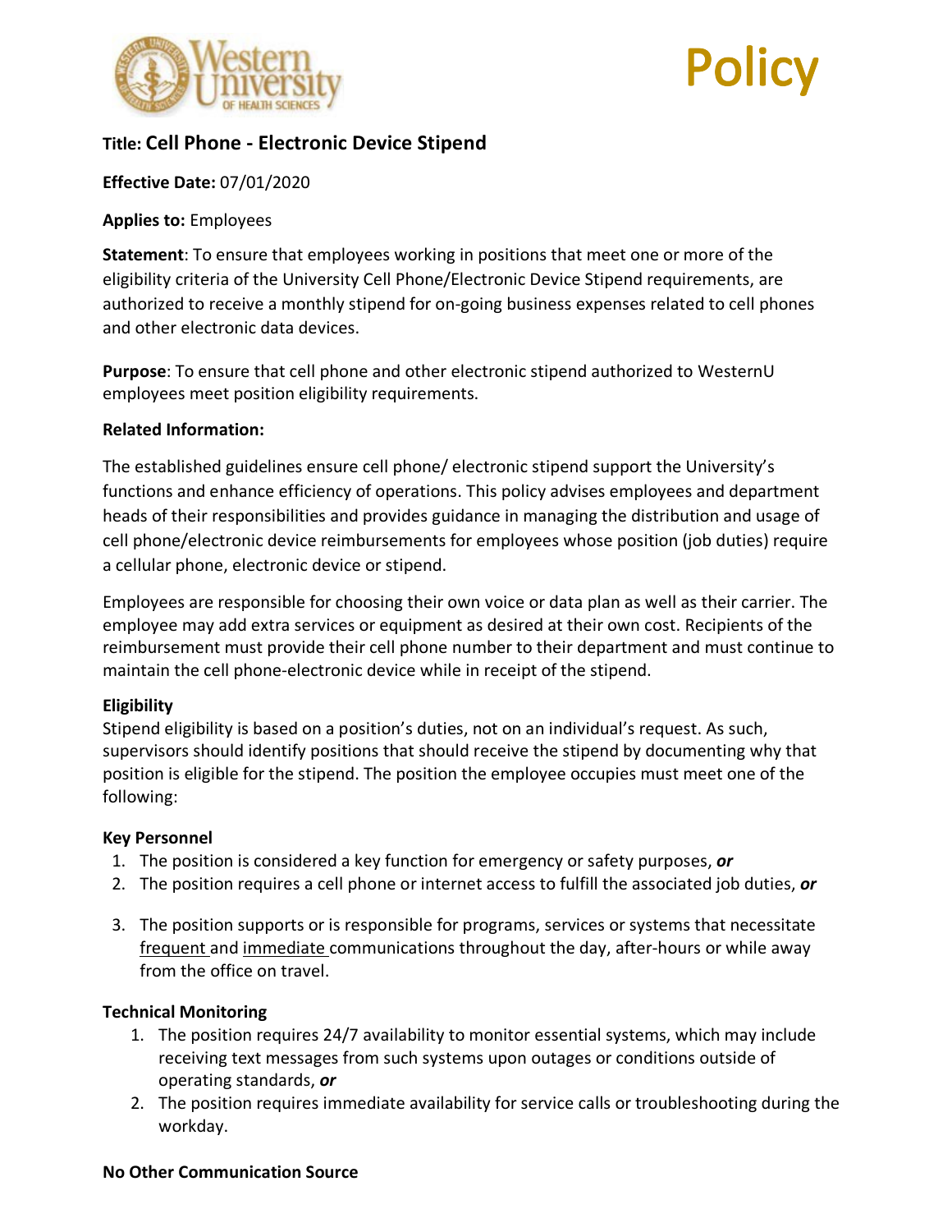# Policy

**Title: Cell Phone - Electronic Device Stipend**

**Effective Date:** 07/01/2020

**Applies to:** Employees

**Statement**: To ensure that employees working in positions that meet one or more of the eligibility criteria of the University Cell Phone/Electronic Device Stipend requirements, are authorized to receive a monthly stipend for on-going business expenses related to cell phones and other electronic data devices.

**Purpose**: To ensure that cell phone and other electronic stipend authorized to WesternU employees meet position eligibility requirements.

**Related Information:**

The established guidelines ensure cell phone/ electronic stipend support the University's functions and enhance efficiency of operations. This policy advises employees and department heads of their responsibilities and provides guidance in managing the distribution and usage of cell phone/electronic device reimbursements for employees whose position (job duties) require a cellular phone, electronic device or stipend.

Employees are responsible for choosing their own voice or data plan as well as their carrier. The employee may add extra services or equipment as desired at their own cost. Recipients of the reimbursement must provide their cell phone number to their department and must continue to maintain the cell phone-electronic device while in receipt of the stipend.

**Eligibility**

Stipend eligibility is based on a position's duties, not on an individual's request. As such, supervisors should identify positions that should receive the stipend by documenting why that position is eligible for the stipend. The position the employee occupies must meet one of the following:

**Key Personnel**

1. The position is considered a key function for emergency or safety purposes, ***or***
2. The position requires a cell phone or internet access to fulfill the associated job duties, ***or***
3. The position supports or is responsible for programs, services or systems that necessitate <u>frequent</u> and <u>immediate</u> communications throughout the day, after-hours or while away from the office on travel.

**Technical Monitoring**

1. The position requires 24/7 availability to monitor essential systems, which may include receiving text messages from such systems upon outages or conditions outside of operating standards, ***or***
2. The position requires immediate availability for service calls or troubleshooting during the workday.

**No Other Communication Source**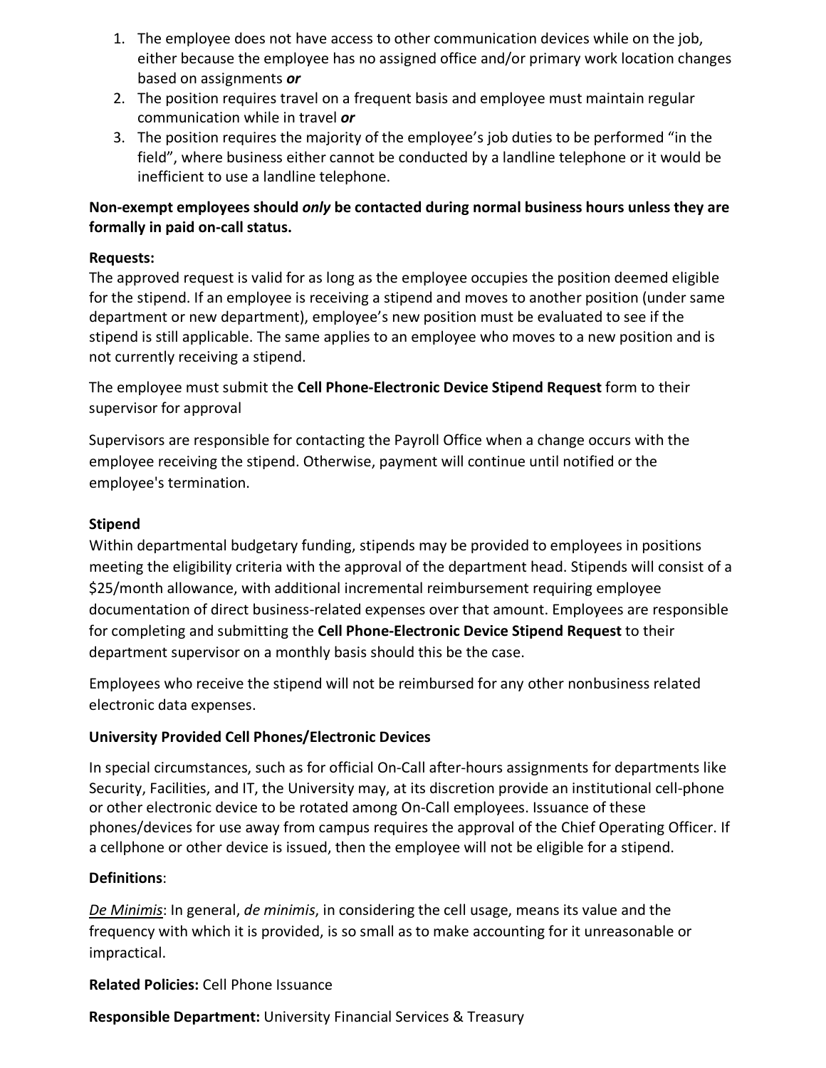1. The employee does not have access to other communication devices while on the job, either because the employee has no assigned office and/or primary work location changes based on assignments ***or***
2. The position requires travel on a frequent basis and employee must maintain regular communication while in travel ***or***
3. The position requires the majority of the employee's job duties to be performed "in the field", where business either cannot be conducted by a landline telephone or it would be inefficient to use a landline telephone.

**Non-exempt employees should *only* be contacted during normal business hours unless they are formally in paid on-call status.**

**Requests:**
The approved request is valid for as long as the employee occupies the position deemed eligible for the stipend. If an employee is receiving a stipend and moves to another position (under same department or new department), employee's new position must be evaluated to see if the stipend is still applicable. The same applies to an employee who moves to a new position and is not currently receiving a stipend.

The employee must submit the **Cell Phone-Electronic Device Stipend Request** form to their supervisor for approval

Supervisors are responsible for contacting the Payroll Office when a change occurs with the employee receiving the stipend. Otherwise, payment will continue until notified or the employee's termination.

**Stipend**
Within departmental budgetary funding, stipends may be provided to employees in positions meeting the eligibility criteria with the approval of the department head. Stipends will consist of a $25/month allowance, with additional incremental reimbursement requiring employee documentation of direct business-related expenses over that amount. Employees are responsible for completing and submitting the **Cell Phone-Electronic Device Stipend Request** to their department supervisor on a monthly basis should this be the case.

Employees who receive the stipend will not be reimbursed for any other nonbusiness related electronic data expenses.

**University Provided Cell Phones/Electronic Devices**

In special circumstances, such as for official On-Call after-hours assignments for departments like Security, Facilities, and IT, the University may, at its discretion provide an institutional cell-phone or other electronic device to be rotated among On-Call employees. Issuance of these phones/devices for use away from campus requires the approval of the Chief Operating Officer. If a cellphone or other device is issued, then the employee will not be eligible for a stipend.

**Definitions**:

*De Minimis*: In general, *de minimis*, in considering the cell usage, means its value and the frequency with which it is provided, is so small as to make accounting for it unreasonable or impractical.

**Related Policies:** Cell Phone Issuance

**Responsible Department:** University Financial Services & Treasury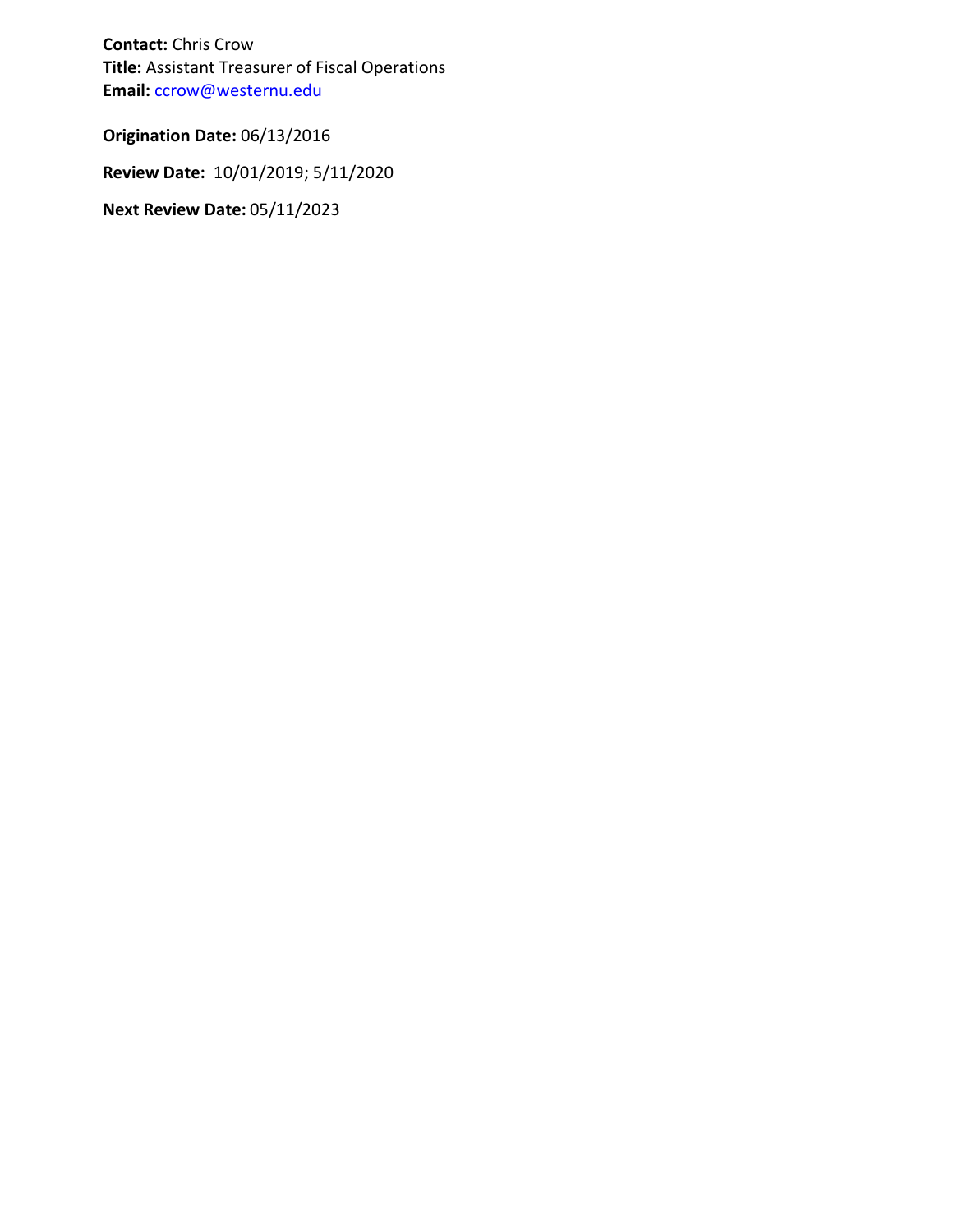**Contact:** Chris Crow
**Title:** Assistant Treasurer of Fiscal Operations
**Email:** [ccrow@westernu.edu](mailto:ccrow@westernu.edu)

**Origination Date:** 06/13/2016

**Review Date:** 10/01/2019; 5/11/2020

**Next Review Date:** 05/11/2023